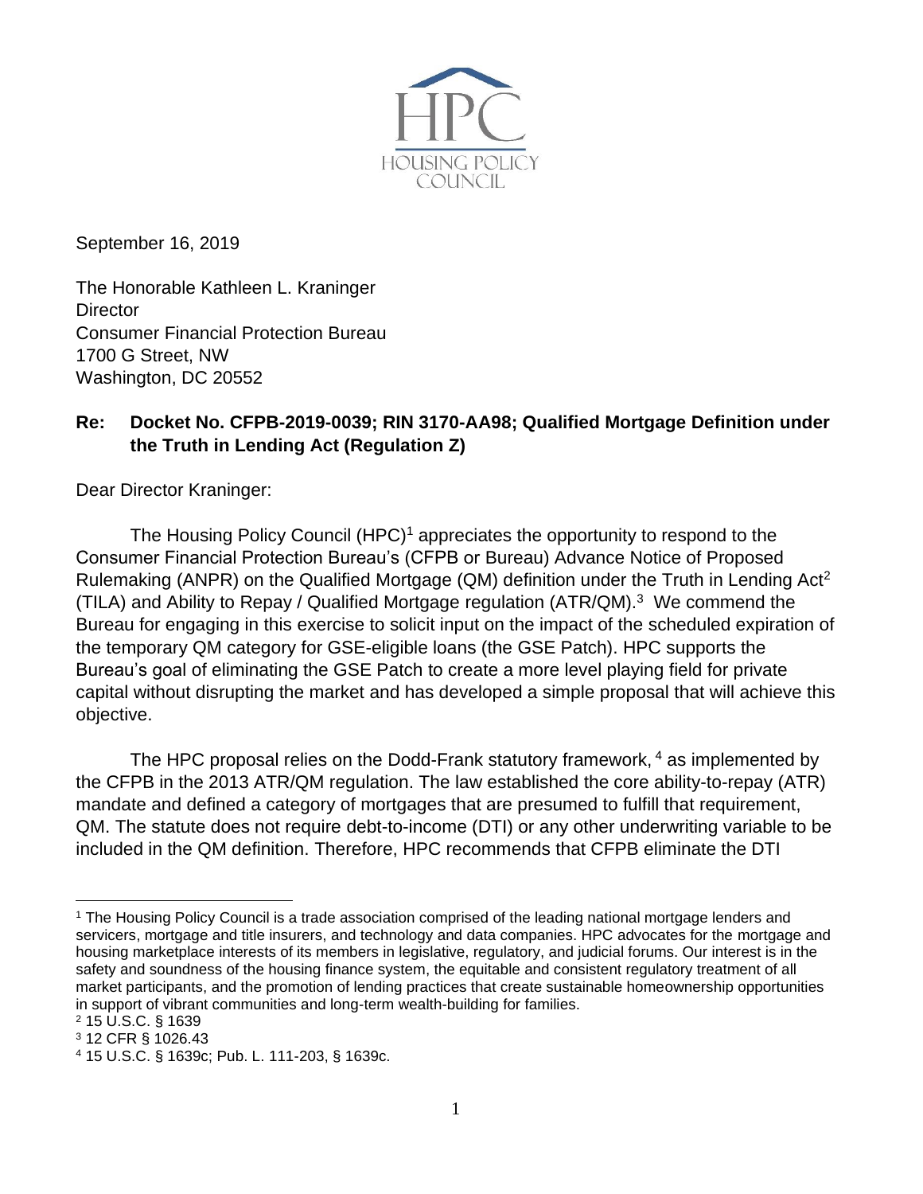HPC

HOUSING POLICY COUNCIL

September 16, 2019

The Honorable Kathleen L. Kraninger
Director
Consumer Financial Protection Bureau
1700 G Street, NW
Washington, DC 20552

**Re: Docket No. CFPB-2019-0039; RIN 3170-AA98; Qualified Mortgage Definition under the Truth in Lending Act (Regulation Z)**

Dear Director Kraninger:

The Housing Policy Council (HPC)[1] appreciates the opportunity to respond to the Consumer Financial Protection Bureau's (CFPB or Bureau) Advance Notice of Proposed Rulemaking (ANPR) on the Qualified Mortgage (QM) definition under the Truth in Lending Act[2] (TILA) and Ability to Repay / Qualified Mortgage regulation (ATR/QM).[3] We commend the Bureau for engaging in this exercise to solicit input on the impact of the scheduled expiration of the temporary QM category for GSE-eligible loans (the GSE Patch). HPC supports the Bureau's goal of eliminating the GSE Patch to create a more level playing field for private capital without disrupting the market and has developed a simple proposal that will achieve this objective.

The HPC proposal relies on the Dodd-Frank statutory framework,[4] as implemented by the CFPB in the 2013 ATR/QM regulation. The law established the core ability-to-repay (ATR) mandate and defined a category of mortgages that are presumed to fulfill that requirement, QM. The statute does not require debt-to-income (DTI) or any other underwriting variable to be included in the QM definition. Therefore, HPC recommends that CFPB eliminate the DTI

[1] The Housing Policy Council is a trade association comprised of the leading national mortgage lenders and servicers, mortgage and title insurers, and technology and data companies. HPC advocates for the mortgage and housing marketplace interests of its members in legislative, regulatory, and judicial forums. Our interest is in the safety and soundness of the housing finance system, the equitable and consistent regulatory treatment of all market participants, and the promotion of lending practices that create sustainable homeownership opportunities in support of vibrant communities and long-term wealth-building for families.

[2] 15 U.S.C. § 1639

[3] 12 CFR § 1026.43

[4] 15 U.S.C. § 1639c; Pub. L. 111-203, § 1639c.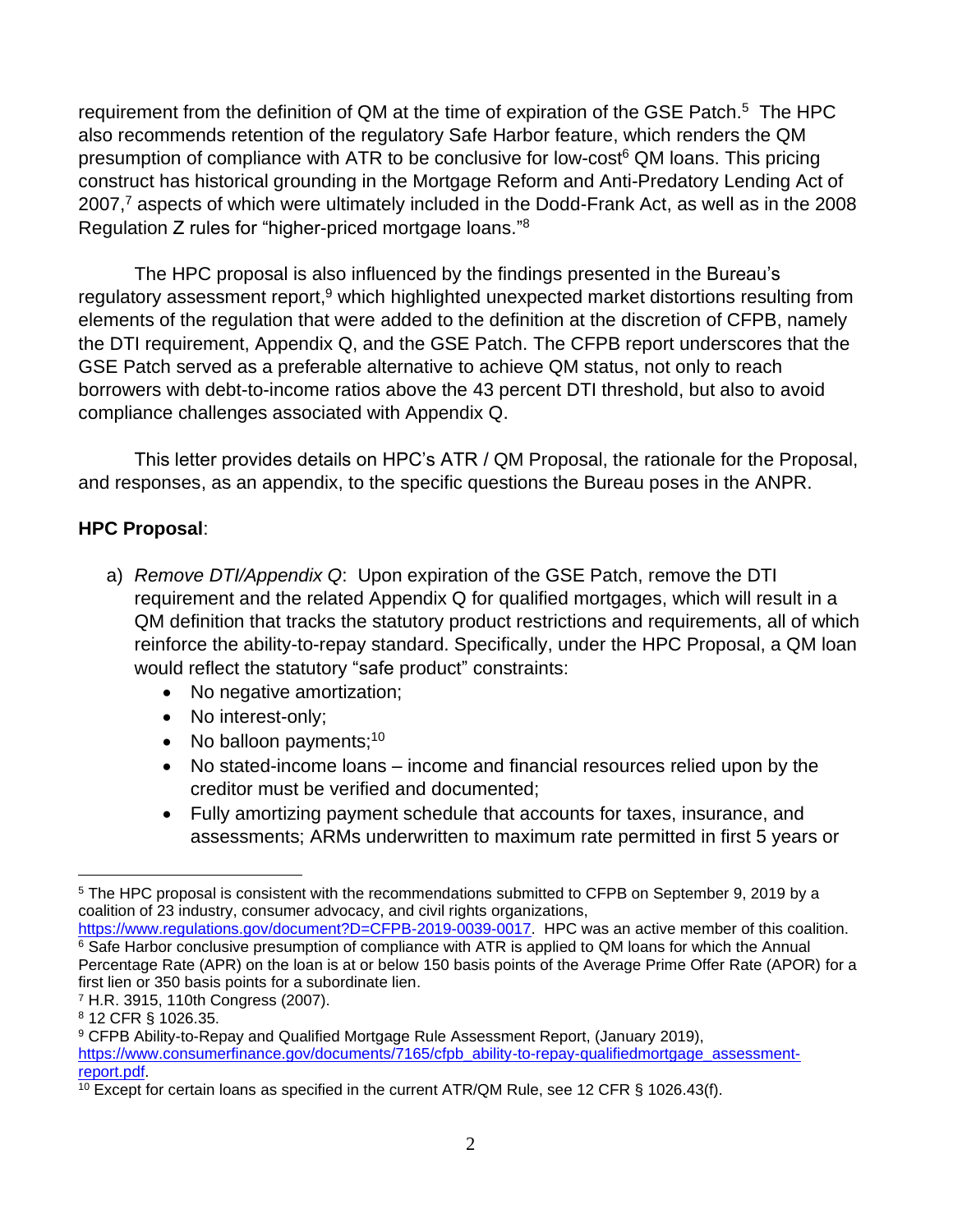requirement from the definition of QM at the time of expiration of the GSE Patch.[5] The HPC also recommends retention of the regulatory Safe Harbor feature, which renders the QM presumption of compliance with ATR to be conclusive for low-cost[6] QM loans. This pricing construct has historical grounding in the Mortgage Reform and Anti-Predatory Lending Act of 2007,[7] aspects of which were ultimately included in the Dodd-Frank Act, as well as in the 2008 Regulation Z rules for "higher-priced mortgage loans."[8]

The HPC proposal is also influenced by the findings presented in the Bureau's regulatory assessment report,[9] which highlighted unexpected market distortions resulting from elements of the regulation that were added to the definition at the discretion of CFPB, namely the DTI requirement, Appendix Q, and the GSE Patch. The CFPB report underscores that the GSE Patch served as a preferable alternative to achieve QM status, not only to reach borrowers with debt-to-income ratios above the 43 percent DTI threshold, but also to avoid compliance challenges associated with Appendix Q.

This letter provides details on HPC's ATR / QM Proposal, the rationale for the Proposal, and responses, as an appendix, to the specific questions the Bureau poses in the ANPR.

**HPC Proposal**:

a) *Remove DTI/Appendix Q*: Upon expiration of the GSE Patch, remove the DTI requirement and the related Appendix Q for qualified mortgages, which will result in a QM definition that tracks the statutory product restrictions and requirements, all of which reinforce the ability-to-repay standard. Specifically, under the HPC Proposal, a QM loan would reflect the statutory "safe product" constraints:
   - No negative amortization;
   - No interest-only;
   - No balloon payments;[10]
   - No stated-income loans – income and financial resources relied upon by the creditor must be verified and documented;
   - Fully amortizing payment schedule that accounts for taxes, insurance, and assessments; ARMs underwritten to maximum rate permitted in first 5 years or

---

[5] The HPC proposal is consistent with the recommendations submitted to CFPB on September 9, 2019 by a coalition of 23 industry, consumer advocacy, and civil rights organizations, https://www.regulations.gov/document?D=CFPB-2019-0039-0017. HPC was an active member of this coalition.

[6] Safe Harbor conclusive presumption of compliance with ATR is applied to QM loans for which the Annual Percentage Rate (APR) on the loan is at or below 150 basis points of the Average Prime Offer Rate (APOR) for a first lien or 350 basis points for a subordinate lien.

[7] H.R. 3915, 110th Congress (2007).

[8] 12 CFR § 1026.35.

[9] CFPB Ability-to-Repay and Qualified Mortgage Rule Assessment Report, (January 2019), https://www.consumerfinance.gov/documents/7165/cfpb_ability-to-repay-qualifiedmortgage_assessment-report.pdf.

[10] Except for certain loans as specified in the current ATR/QM Rule, see 12 CFR § 1026.43(f).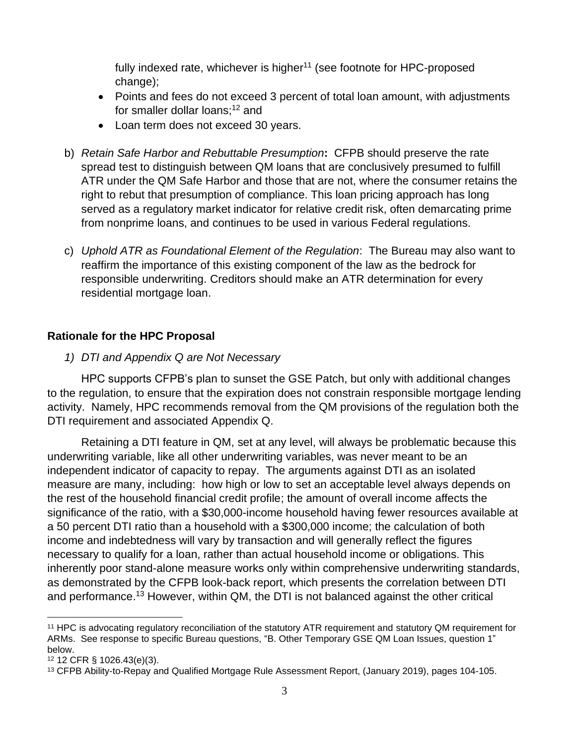fully indexed rate, whichever is higher[11] (see footnote for HPC-proposed change);

- Points and fees do not exceed 3 percent of total loan amount, with adjustments for smaller dollar loans;[12] and
- Loan term does not exceed 30 years.

b) *Retain Safe Harbor and Rebuttable Presumption***:** CFPB should preserve the rate spread test to distinguish between QM loans that are conclusively presumed to fulfill ATR under the QM Safe Harbor and those that are not, where the consumer retains the right to rebut that presumption of compliance. This loan pricing approach has long served as a regulatory market indicator for relative credit risk, often demarcating prime from nonprime loans, and continues to be used in various Federal regulations.

c) *Uphold ATR as Foundational Element of the Regulation*: The Bureau may also want to reaffirm the importance of this existing component of the law as the bedrock for responsible underwriting. Creditors should make an ATR determination for every residential mortgage loan.

**Rationale for the HPC Proposal**

*1) DTI and Appendix Q are Not Necessary*

HPC supports CFPB's plan to sunset the GSE Patch, but only with additional changes to the regulation, to ensure that the expiration does not constrain responsible mortgage lending activity. Namely, HPC recommends removal from the QM provisions of the regulation both the DTI requirement and associated Appendix Q.

Retaining a DTI feature in QM, set at any level, will always be problematic because this underwriting variable, like all other underwriting variables, was never meant to be an independent indicator of capacity to repay. The arguments against DTI as an isolated measure are many, including: how high or low to set an acceptable level always depends on the rest of the household financial credit profile; the amount of overall income affects the significance of the ratio, with a $30,000-income household having fewer resources available at a 50 percent DTI ratio than a household with a $300,000 income; the calculation of both income and indebtedness will vary by transaction and will generally reflect the figures necessary to qualify for a loan, rather than actual household income or obligations. This inherently poor stand-alone measure works only within comprehensive underwriting standards, as demonstrated by the CFPB look-back report, which presents the correlation between DTI and performance.[13] However, within QM, the DTI is not balanced against the other critical

---

[11] HPC is advocating regulatory reconciliation of the statutory ATR requirement and statutory QM requirement for ARMs. See response to specific Bureau questions, "B. Other Temporary GSE QM Loan Issues, question 1" below.

[12] 12 CFR § 1026.43(e)(3).

[13] CFPB Ability-to-Repay and Qualified Mortgage Rule Assessment Report, (January 2019), pages 104-105.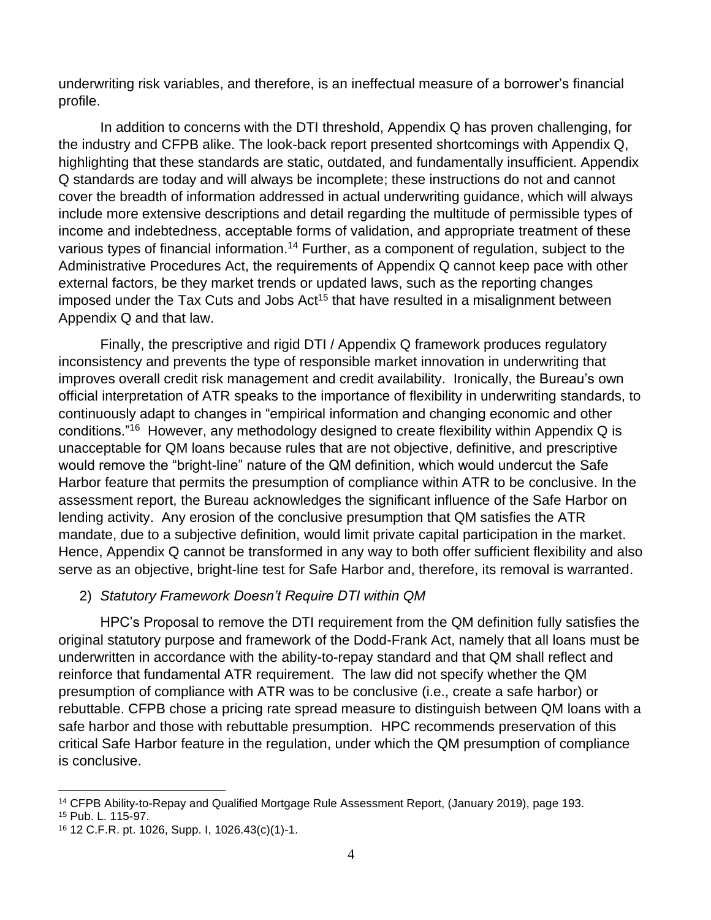underwriting risk variables, and therefore, is an ineffectual measure of a borrower's financial profile.

In addition to concerns with the DTI threshold, Appendix Q has proven challenging, for the industry and CFPB alike. The look-back report presented shortcomings with Appendix Q, highlighting that these standards are static, outdated, and fundamentally insufficient. Appendix Q standards are today and will always be incomplete; these instructions do not and cannot cover the breadth of information addressed in actual underwriting guidance, which will always include more extensive descriptions and detail regarding the multitude of permissible types of income and indebtedness, acceptable forms of validation, and appropriate treatment of these various types of financial information.[14] Further, as a component of regulation, subject to the Administrative Procedures Act, the requirements of Appendix Q cannot keep pace with other external factors, be they market trends or updated laws, such as the reporting changes imposed under the Tax Cuts and Jobs Act[15] that have resulted in a misalignment between Appendix Q and that law.

Finally, the prescriptive and rigid DTI / Appendix Q framework produces regulatory inconsistency and prevents the type of responsible market innovation in underwriting that improves overall credit risk management and credit availability. Ironically, the Bureau's own official interpretation of ATR speaks to the importance of flexibility in underwriting standards, to continuously adapt to changes in "empirical information and changing economic and other conditions."[16] However, any methodology designed to create flexibility within Appendix Q is unacceptable for QM loans because rules that are not objective, definitive, and prescriptive would remove the "bright-line" nature of the QM definition, which would undercut the Safe Harbor feature that permits the presumption of compliance within ATR to be conclusive. In the assessment report, the Bureau acknowledges the significant influence of the Safe Harbor on lending activity. Any erosion of the conclusive presumption that QM satisfies the ATR mandate, due to a subjective definition, would limit private capital participation in the market. Hence, Appendix Q cannot be transformed in any way to both offer sufficient flexibility and also serve as an objective, bright-line test for Safe Harbor and, therefore, its removal is warranted.

2) *Statutory Framework Doesn't Require DTI within QM*

HPC's Proposal to remove the DTI requirement from the QM definition fully satisfies the original statutory purpose and framework of the Dodd-Frank Act, namely that all loans must be underwritten in accordance with the ability-to-repay standard and that QM shall reflect and reinforce that fundamental ATR requirement. The law did not specify whether the QM presumption of compliance with ATR was to be conclusive (i.e., create a safe harbor) or rebuttable. CFPB chose a pricing rate spread measure to distinguish between QM loans with a safe harbor and those with rebuttable presumption. HPC recommends preservation of this critical Safe Harbor feature in the regulation, under which the QM presumption of compliance is conclusive.

---

[14] CFPB Ability-to-Repay and Qualified Mortgage Rule Assessment Report, (January 2019), page 193.

[15] Pub. L. 115-97.

[16] 12 C.F.R. pt. 1026, Supp. I, 1026.43(c)(1)-1.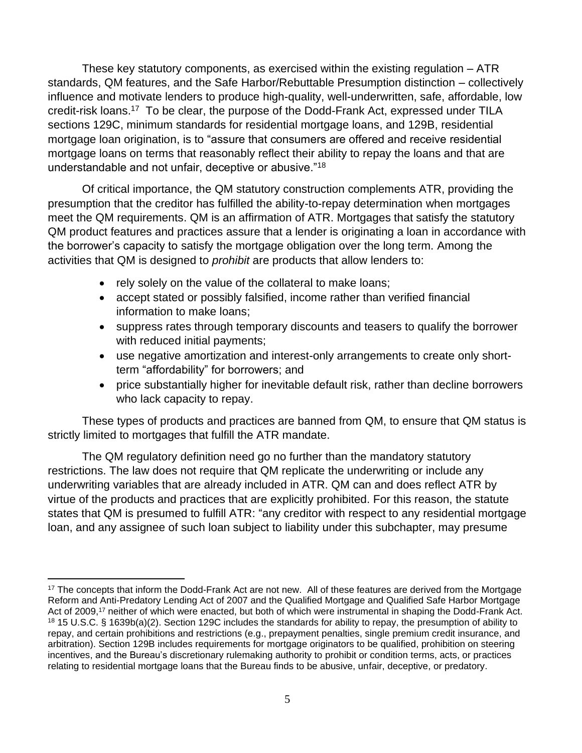These key statutory components, as exercised within the existing regulation – ATR standards, QM features, and the Safe Harbor/Rebuttable Presumption distinction – collectively influence and motivate lenders to produce high-quality, well-underwritten, safe, affordable, low credit-risk loans.[17] To be clear, the purpose of the Dodd-Frank Act, expressed under TILA sections 129C, minimum standards for residential mortgage loans, and 129B, residential mortgage loan origination, is to "assure that consumers are offered and receive residential mortgage loans on terms that reasonably reflect their ability to repay the loans and that are understandable and not unfair, deceptive or abusive."[18]

Of critical importance, the QM statutory construction complements ATR, providing the presumption that the creditor has fulfilled the ability-to-repay determination when mortgages meet the QM requirements. QM is an affirmation of ATR. Mortgages that satisfy the statutory QM product features and practices assure that a lender is originating a loan in accordance with the borrower's capacity to satisfy the mortgage obligation over the long term. Among the activities that QM is designed to *prohibit* are products that allow lenders to:

- rely solely on the value of the collateral to make loans;
- accept stated or possibly falsified, income rather than verified financial information to make loans;
- suppress rates through temporary discounts and teasers to qualify the borrower with reduced initial payments;
- use negative amortization and interest-only arrangements to create only short-term "affordability" for borrowers; and
- price substantially higher for inevitable default risk, rather than decline borrowers who lack capacity to repay.

These types of products and practices are banned from QM, to ensure that QM status is strictly limited to mortgages that fulfill the ATR mandate.

The QM regulatory definition need go no further than the mandatory statutory restrictions. The law does not require that QM replicate the underwriting or include any underwriting variables that are already included in ATR. QM can and does reflect ATR by virtue of the products and practices that are explicitly prohibited. For this reason, the statute states that QM is presumed to fulfill ATR: "any creditor with respect to any residential mortgage loan, and any assignee of such loan subject to liability under this subchapter, may presume

---

[17] The concepts that inform the Dodd-Frank Act are not new. All of these features are derived from the Mortgage Reform and Anti-Predatory Lending Act of 2007 and the Qualified Mortgage and Qualified Safe Harbor Mortgage Act of 2009,[17] neither of which were enacted, but both of which were instrumental in shaping the Dodd-Frank Act.

[18] 15 U.S.C. § 1639b(a)(2). Section 129C includes the standards for ability to repay, the presumption of ability to repay, and certain prohibitions and restrictions (e.g., prepayment penalties, single premium credit insurance, and arbitration). Section 129B includes requirements for mortgage originators to be qualified, prohibition on steering incentives, and the Bureau's discretionary rulemaking authority to prohibit or condition terms, acts, or practices relating to residential mortgage loans that the Bureau finds to be abusive, unfair, deceptive, or predatory.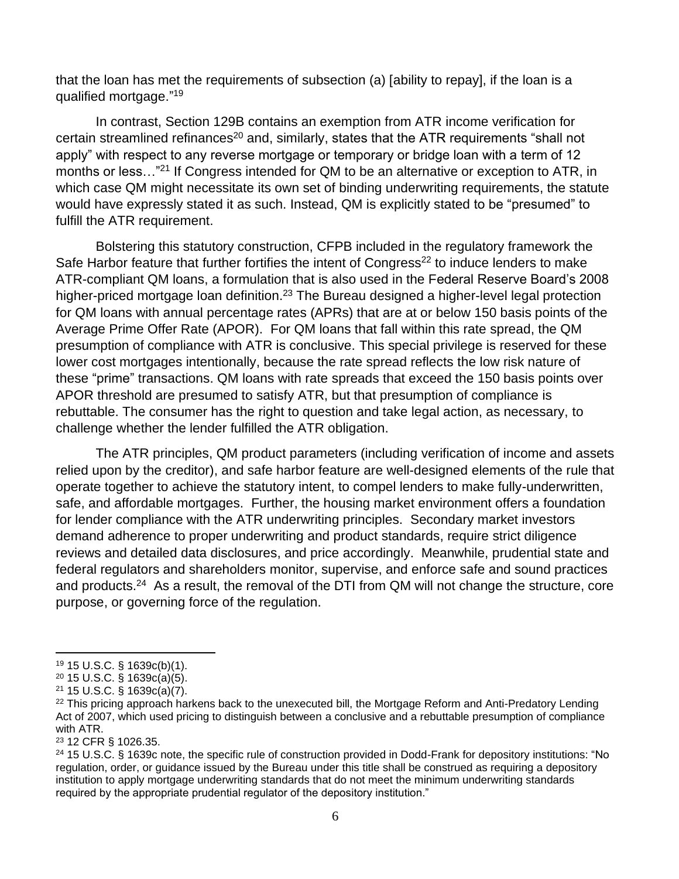that the loan has met the requirements of subsection (a) [ability to repay], if the loan is a qualified mortgage."[19]

In contrast, Section 129B contains an exemption from ATR income verification for certain streamlined refinances[20] and, similarly, states that the ATR requirements "shall not apply" with respect to any reverse mortgage or temporary or bridge loan with a term of 12 months or less…"[21] If Congress intended for QM to be an alternative or exception to ATR, in which case QM might necessitate its own set of binding underwriting requirements, the statute would have expressly stated it as such. Instead, QM is explicitly stated to be "presumed" to fulfill the ATR requirement.

Bolstering this statutory construction, CFPB included in the regulatory framework the Safe Harbor feature that further fortifies the intent of Congress[22] to induce lenders to make ATR-compliant QM loans, a formulation that is also used in the Federal Reserve Board's 2008 higher-priced mortgage loan definition.[23] The Bureau designed a higher-level legal protection for QM loans with annual percentage rates (APRs) that are at or below 150 basis points of the Average Prime Offer Rate (APOR). For QM loans that fall within this rate spread, the QM presumption of compliance with ATR is conclusive. This special privilege is reserved for these lower cost mortgages intentionally, because the rate spread reflects the low risk nature of these "prime" transactions. QM loans with rate spreads that exceed the 150 basis points over APOR threshold are presumed to satisfy ATR, but that presumption of compliance is rebuttable. The consumer has the right to question and take legal action, as necessary, to challenge whether the lender fulfilled the ATR obligation.

The ATR principles, QM product parameters (including verification of income and assets relied upon by the creditor), and safe harbor feature are well-designed elements of the rule that operate together to achieve the statutory intent, to compel lenders to make fully-underwritten, safe, and affordable mortgages. Further, the housing market environment offers a foundation for lender compliance with the ATR underwriting principles. Secondary market investors demand adherence to proper underwriting and product standards, require strict diligence reviews and detailed data disclosures, and price accordingly. Meanwhile, prudential state and federal regulators and shareholders monitor, supervise, and enforce safe and sound practices and products.[24] As a result, the removal of the DTI from QM will not change the structure, core purpose, or governing force of the regulation.

---

[19] 15 U.S.C. § 1639c(b)(1).

[20] 15 U.S.C. § 1639c(a)(5).

[21] 15 U.S.C. § 1639c(a)(7).

[22] This pricing approach harkens back to the unexecuted bill, the Mortgage Reform and Anti-Predatory Lending Act of 2007, which used pricing to distinguish between a conclusive and a rebuttable presumption of compliance with ATR.

[23] 12 CFR § 1026.35.

[24] 15 U.S.C. § 1639c note, the specific rule of construction provided in Dodd-Frank for depository institutions: "No regulation, order, or guidance issued by the Bureau under this title shall be construed as requiring a depository institution to apply mortgage underwriting standards that do not meet the minimum underwriting standards required by the appropriate prudential regulator of the depository institution."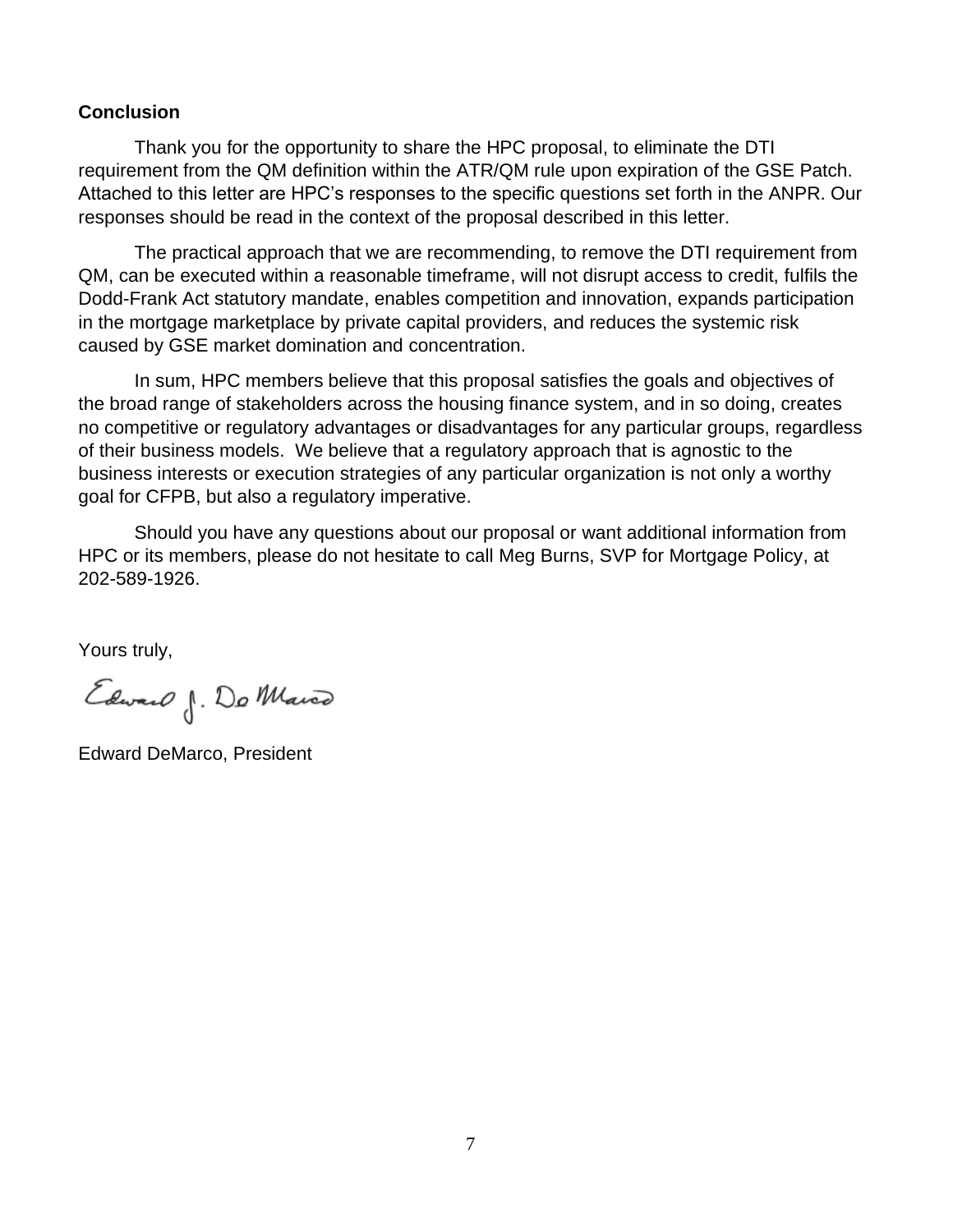**Conclusion**

Thank you for the opportunity to share the HPC proposal, to eliminate the DTI requirement from the QM definition within the ATR/QM rule upon expiration of the GSE Patch. Attached to this letter are HPC's responses to the specific questions set forth in the ANPR. Our responses should be read in the context of the proposal described in this letter.

The practical approach that we are recommending, to remove the DTI requirement from QM, can be executed within a reasonable timeframe, will not disrupt access to credit, fulfils the Dodd-Frank Act statutory mandate, enables competition and innovation, expands participation in the mortgage marketplace by private capital providers, and reduces the systemic risk caused by GSE market domination and concentration.

In sum, HPC members believe that this proposal satisfies the goals and objectives of the broad range of stakeholders across the housing finance system, and in so doing, creates no competitive or regulatory advantages or disadvantages for any particular groups, regardless of their business models. We believe that a regulatory approach that is agnostic to the business interests or execution strategies of any particular organization is not only a worthy goal for CFPB, but also a regulatory imperative.

Should you have any questions about our proposal or want additional information from HPC or its members, please do not hesitate to call Meg Burns, SVP for Mortgage Policy, at 202-589-1926.

Yours truly,

Edward J. DeMarco

Edward DeMarco, President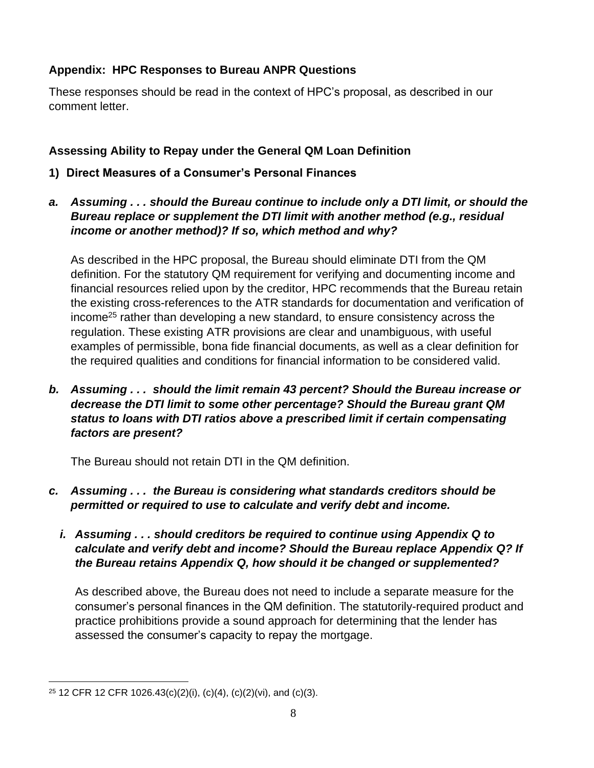## Appendix: HPC Responses to Bureau ANPR Questions

These responses should be read in the context of HPC's proposal, as described in our comment letter.

### Assessing Ability to Repay under the General QM Loan Definition

#### 1) Direct Measures of a Consumer's Personal Finances

***a. Assuming . . . should the Bureau continue to include only a DTI limit, or should the Bureau replace or supplement the DTI limit with another method (e.g., residual income or another method)? If so, which method and why?***

As described in the HPC proposal, the Bureau should eliminate DTI from the QM definition. For the statutory QM requirement for verifying and documenting income and financial resources relied upon by the creditor, HPC recommends that the Bureau retain the existing cross-references to the ATR standards for documentation and verification of income[25] rather than developing a new standard, to ensure consistency across the regulation. These existing ATR provisions are clear and unambiguous, with useful examples of permissible, bona fide financial documents, as well as a clear definition for the required qualities and conditions for financial information to be considered valid.

***b. Assuming . . . should the limit remain 43 percent? Should the Bureau increase or decrease the DTI limit to some other percentage? Should the Bureau grant QM status to loans with DTI ratios above a prescribed limit if certain compensating factors are present?***

The Bureau should not retain DTI in the QM definition.

***c. Assuming . . . the Bureau is considering what standards creditors should be permitted or required to use to calculate and verify debt and income.***

***i. Assuming . . . should creditors be required to continue using Appendix Q to calculate and verify debt and income? Should the Bureau replace Appendix Q? If the Bureau retains Appendix Q, how should it be changed or supplemented?***

As described above, the Bureau does not need to include a separate measure for the consumer's personal finances in the QM definition. The statutorily-required product and practice prohibitions provide a sound approach for determining that the lender has assessed the consumer's capacity to repay the mortgage.

---

[25] 12 CFR 12 CFR 1026.43(c)(2)(i), (c)(4), (c)(2)(vi), and (c)(3).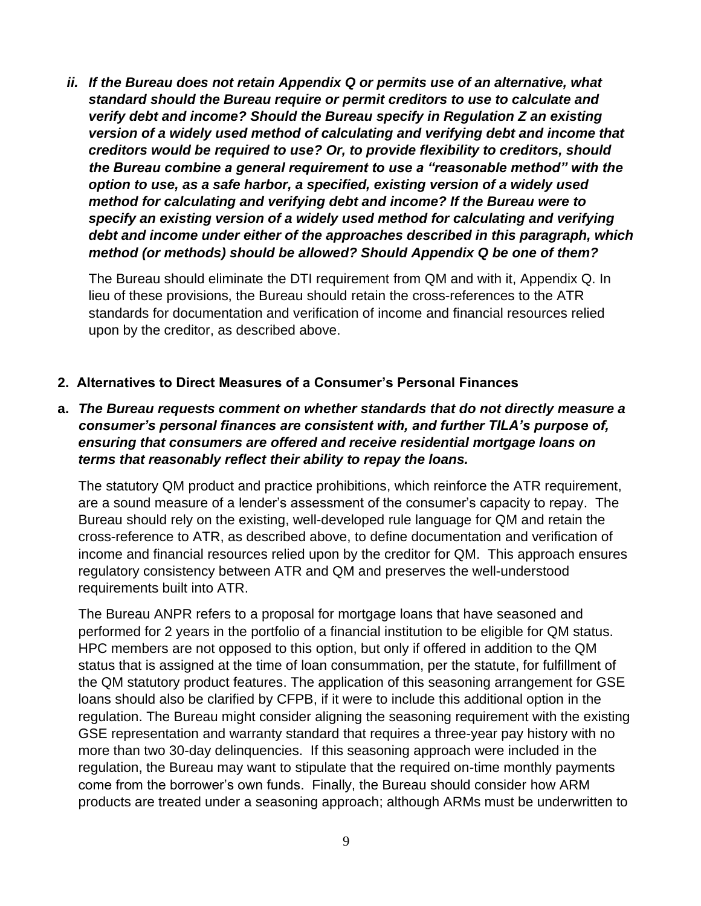*ii.* ***If the Bureau does not retain Appendix Q or permits use of an alternative, what standard should the Bureau require or permit creditors to use to calculate and verify debt and income? Should the Bureau specify in Regulation Z an existing version of a widely used method of calculating and verifying debt and income that creditors would be required to use? Or, to provide flexibility to creditors, should the Bureau combine a general requirement to use a "reasonable method" with the option to use, as a safe harbor, a specified, existing version of a widely used method for calculating and verifying debt and income? If the Bureau were to specify an existing version of a widely used method for calculating and verifying debt and income under either of the approaches described in this paragraph, which method (or methods) should be allowed? Should Appendix Q be one of them?***

The Bureau should eliminate the DTI requirement from QM and with it, Appendix Q. In lieu of these provisions, the Bureau should retain the cross-references to the ATR standards for documentation and verification of income and financial resources relied upon by the creditor, as described above.

**2. Alternatives to Direct Measures of a Consumer's Personal Finances**

**a.** ***The Bureau requests comment on whether standards that do not directly measure a consumer's personal finances are consistent with, and further TILA's purpose of, ensuring that consumers are offered and receive residential mortgage loans on terms that reasonably reflect their ability to repay the loans.***

The statutory QM product and practice prohibitions, which reinforce the ATR requirement, are a sound measure of a lender's assessment of the consumer's capacity to repay. The Bureau should rely on the existing, well-developed rule language for QM and retain the cross-reference to ATR, as described above, to define documentation and verification of income and financial resources relied upon by the creditor for QM. This approach ensures regulatory consistency between ATR and QM and preserves the well-understood requirements built into ATR.

The Bureau ANPR refers to a proposal for mortgage loans that have seasoned and performed for 2 years in the portfolio of a financial institution to be eligible for QM status. HPC members are not opposed to this option, but only if offered in addition to the QM status that is assigned at the time of loan consummation, per the statute, for fulfillment of the QM statutory product features. The application of this seasoning arrangement for GSE loans should also be clarified by CFPB, if it were to include this additional option in the regulation. The Bureau might consider aligning the seasoning requirement with the existing GSE representation and warranty standard that requires a three-year pay history with no more than two 30-day delinquencies. If this seasoning approach were included in the regulation, the Bureau may want to stipulate that the required on-time monthly payments come from the borrower's own funds. Finally, the Bureau should consider how ARM products are treated under a seasoning approach; although ARMs must be underwritten to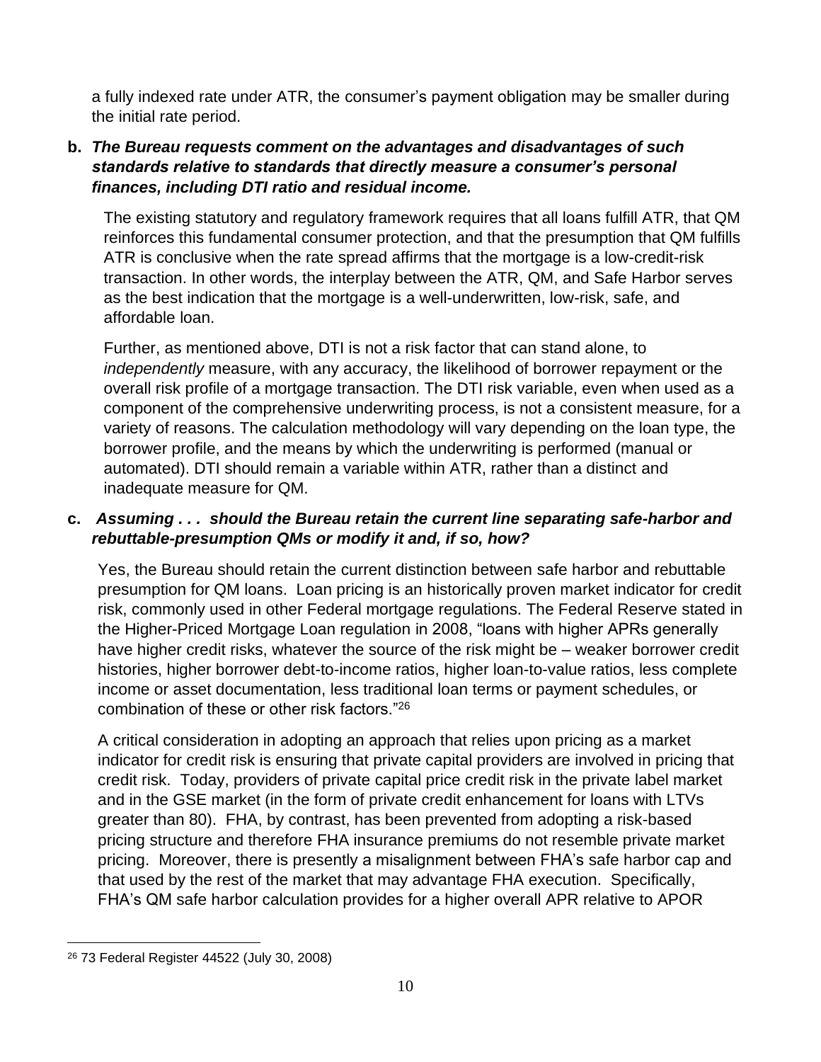a fully indexed rate under ATR, the consumer's payment obligation may be smaller during the initial rate period.

**b.** ***The Bureau requests comment on the advantages and disadvantages of such standards relative to standards that directly measure a consumer's personal finances, including DTI ratio and residual income.***

The existing statutory and regulatory framework requires that all loans fulfill ATR, that QM reinforces this fundamental consumer protection, and that the presumption that QM fulfills ATR is conclusive when the rate spread affirms that the mortgage is a low-credit-risk transaction. In other words, the interplay between the ATR, QM, and Safe Harbor serves as the best indication that the mortgage is a well-underwritten, low-risk, safe, and affordable loan.

Further, as mentioned above, DTI is not a risk factor that can stand alone, to *independently* measure, with any accuracy, the likelihood of borrower repayment or the overall risk profile of a mortgage transaction. The DTI risk variable, even when used as a component of the comprehensive underwriting process, is not a consistent measure, for a variety of reasons. The calculation methodology will vary depending on the loan type, the borrower profile, and the means by which the underwriting is performed (manual or automated). DTI should remain a variable within ATR, rather than a distinct and inadequate measure for QM.

**c.** ***Assuming . . . should the Bureau retain the current line separating safe-harbor and rebuttable-presumption QMs or modify it and, if so, how?***

Yes, the Bureau should retain the current distinction between safe harbor and rebuttable presumption for QM loans. Loan pricing is an historically proven market indicator for credit risk, commonly used in other Federal mortgage regulations. The Federal Reserve stated in the Higher-Priced Mortgage Loan regulation in 2008, "loans with higher APRs generally have higher credit risks, whatever the source of the risk might be – weaker borrower credit histories, higher borrower debt-to-income ratios, higher loan-to-value ratios, less complete income or asset documentation, less traditional loan terms or payment schedules, or combination of these or other risk factors."[26]

A critical consideration in adopting an approach that relies upon pricing as a market indicator for credit risk is ensuring that private capital providers are involved in pricing that credit risk. Today, providers of private capital price credit risk in the private label market and in the GSE market (in the form of private credit enhancement for loans with LTVs greater than 80). FHA, by contrast, has been prevented from adopting a risk-based pricing structure and therefore FHA insurance premiums do not resemble private market pricing. Moreover, there is presently a misalignment between FHA's safe harbor cap and that used by the rest of the market that may advantage FHA execution. Specifically, FHA's QM safe harbor calculation provides for a higher overall APR relative to APOR

[26] 73 Federal Register 44522 (July 30, 2008)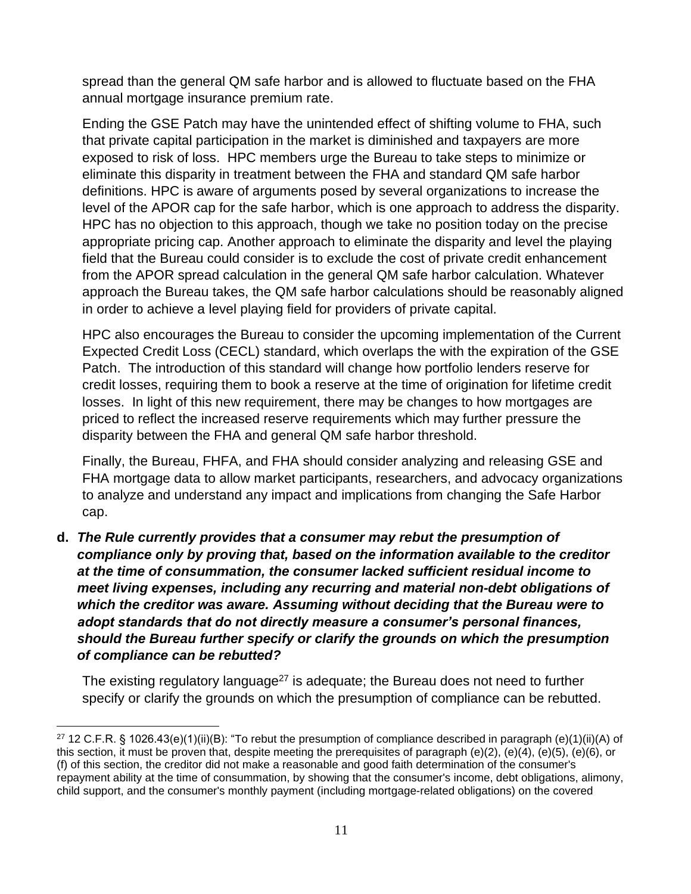spread than the general QM safe harbor and is allowed to fluctuate based on the FHA annual mortgage insurance premium rate.

Ending the GSE Patch may have the unintended effect of shifting volume to FHA, such that private capital participation in the market is diminished and taxpayers are more exposed to risk of loss. HPC members urge the Bureau to take steps to minimize or eliminate this disparity in treatment between the FHA and standard QM safe harbor definitions. HPC is aware of arguments posed by several organizations to increase the level of the APOR cap for the safe harbor, which is one approach to address the disparity. HPC has no objection to this approach, though we take no position today on the precise appropriate pricing cap. Another approach to eliminate the disparity and level the playing field that the Bureau could consider is to exclude the cost of private credit enhancement from the APOR spread calculation in the general QM safe harbor calculation. Whatever approach the Bureau takes, the QM safe harbor calculations should be reasonably aligned in order to achieve a level playing field for providers of private capital.

HPC also encourages the Bureau to consider the upcoming implementation of the Current Expected Credit Loss (CECL) standard, which overlaps the with the expiration of the GSE Patch. The introduction of this standard will change how portfolio lenders reserve for credit losses, requiring them to book a reserve at the time of origination for lifetime credit losses. In light of this new requirement, there may be changes to how mortgages are priced to reflect the increased reserve requirements which may further pressure the disparity between the FHA and general QM safe harbor threshold.

Finally, the Bureau, FHFA, and FHA should consider analyzing and releasing GSE and FHA mortgage data to allow market participants, researchers, and advocacy organizations to analyze and understand any impact and implications from changing the Safe Harbor cap.

**d. *The Rule currently provides that a consumer may rebut the presumption of compliance only by proving that, based on the information available to the creditor at the time of consummation, the consumer lacked sufficient residual income to meet living expenses, including any recurring and material non-debt obligations of which the creditor was aware. Assuming without deciding that the Bureau were to adopt standards that do not directly measure a consumer's personal finances, should the Bureau further specify or clarify the grounds on which the presumption of compliance can be rebutted?***

The existing regulatory language[27] is adequate; the Bureau does not need to further specify or clarify the grounds on which the presumption of compliance can be rebutted.

[27] 12 C.F.R. § 1026.43(e)(1)(ii)(B): "To rebut the presumption of compliance described in paragraph (e)(1)(ii)(A) of this section, it must be proven that, despite meeting the prerequisites of paragraph (e)(2), (e)(4), (e)(5), (e)(6), or (f) of this section, the creditor did not make a reasonable and good faith determination of the consumer's repayment ability at the time of consummation, by showing that the consumer's income, debt obligations, alimony, child support, and the consumer's monthly payment (including mortgage-related obligations) on the covered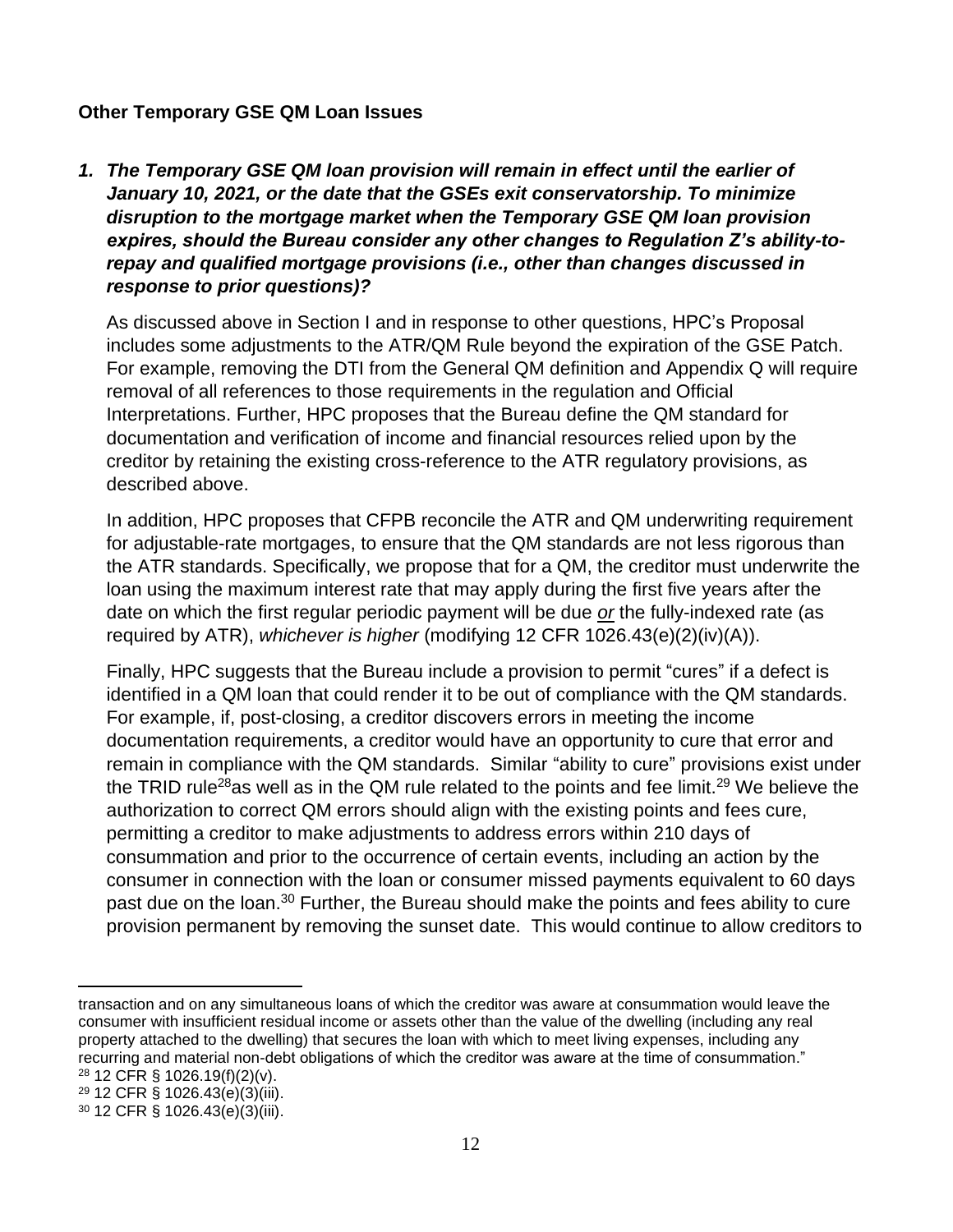**Other Temporary GSE QM Loan Issues**

***1. The Temporary GSE QM loan provision will remain in effect until the earlier of January 10, 2021, or the date that the GSEs exit conservatorship. To minimize disruption to the mortgage market when the Temporary GSE QM loan provision expires, should the Bureau consider any other changes to Regulation Z's ability-to-repay and qualified mortgage provisions (i.e., other than changes discussed in response to prior questions)?***

As discussed above in Section I and in response to other questions, HPC's Proposal includes some adjustments to the ATR/QM Rule beyond the expiration of the GSE Patch. For example, removing the DTI from the General QM definition and Appendix Q will require removal of all references to those requirements in the regulation and Official Interpretations. Further, HPC proposes that the Bureau define the QM standard for documentation and verification of income and financial resources relied upon by the creditor by retaining the existing cross-reference to the ATR regulatory provisions, as described above.

In addition, HPC proposes that CFPB reconcile the ATR and QM underwriting requirement for adjustable-rate mortgages, to ensure that the QM standards are not less rigorous than the ATR standards. Specifically, we propose that for a QM, the creditor must underwrite the loan using the maximum interest rate that may apply during the first five years after the date on which the first regular periodic payment will be due ***or*** the fully-indexed rate (as required by ATR), *whichever is higher* (modifying 12 CFR 1026.43(e)(2)(iv)(A)).

Finally, HPC suggests that the Bureau include a provision to permit "cures" if a defect is identified in a QM loan that could render it to be out of compliance with the QM standards. For example, if, post-closing, a creditor discovers errors in meeting the income documentation requirements, a creditor would have an opportunity to cure that error and remain in compliance with the QM standards. Similar "ability to cure" provisions exist under the TRID rule[28]as well as in the QM rule related to the points and fee limit.[29] We believe the authorization to correct QM errors should align with the existing points and fees cure, permitting a creditor to make adjustments to address errors within 210 days of consummation and prior to the occurrence of certain events, including an action by the consumer in connection with the loan or consumer missed payments equivalent to 60 days past due on the loan.[30] Further, the Bureau should make the points and fees ability to cure provision permanent by removing the sunset date. This would continue to allow creditors to

---

transaction and on any simultaneous loans of which the creditor was aware at consummation would leave the consumer with insufficient residual income or assets other than the value of the dwelling (including any real property attached to the dwelling) that secures the loan with which to meet living expenses, including any recurring and material non-debt obligations of which the creditor was aware at the time of consummation."

[28] 12 CFR § 1026.19(f)(2)(v).

[29] 12 CFR § 1026.43(e)(3)(iii).

[30] 12 CFR § 1026.43(e)(3)(iii).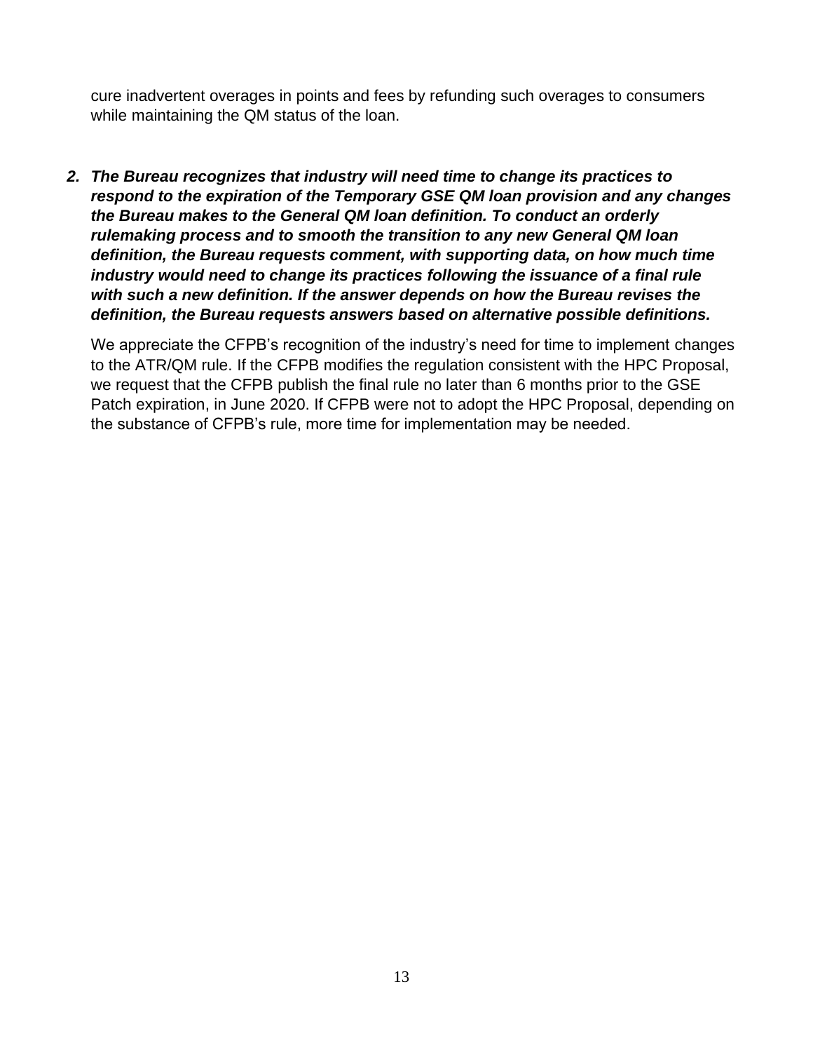cure inadvertent overages in points and fees by refunding such overages to consumers while maintaining the QM status of the loan.

2. ***The Bureau recognizes that industry will need time to change its practices to respond to the expiration of the Temporary GSE QM loan provision and any changes the Bureau makes to the General QM loan definition. To conduct an orderly rulemaking process and to smooth the transition to any new General QM loan definition, the Bureau requests comment, with supporting data, on how much time industry would need to change its practices following the issuance of a final rule with such a new definition. If the answer depends on how the Bureau revises the definition, the Bureau requests answers based on alternative possible definitions.***

   We appreciate the CFPB's recognition of the industry's need for time to implement changes to the ATR/QM rule. If the CFPB modifies the regulation consistent with the HPC Proposal, we request that the CFPB publish the final rule no later than 6 months prior to the GSE Patch expiration, in June 2020. If CFPB were not to adopt the HPC Proposal, depending on the substance of CFPB's rule, more time for implementation may be needed.